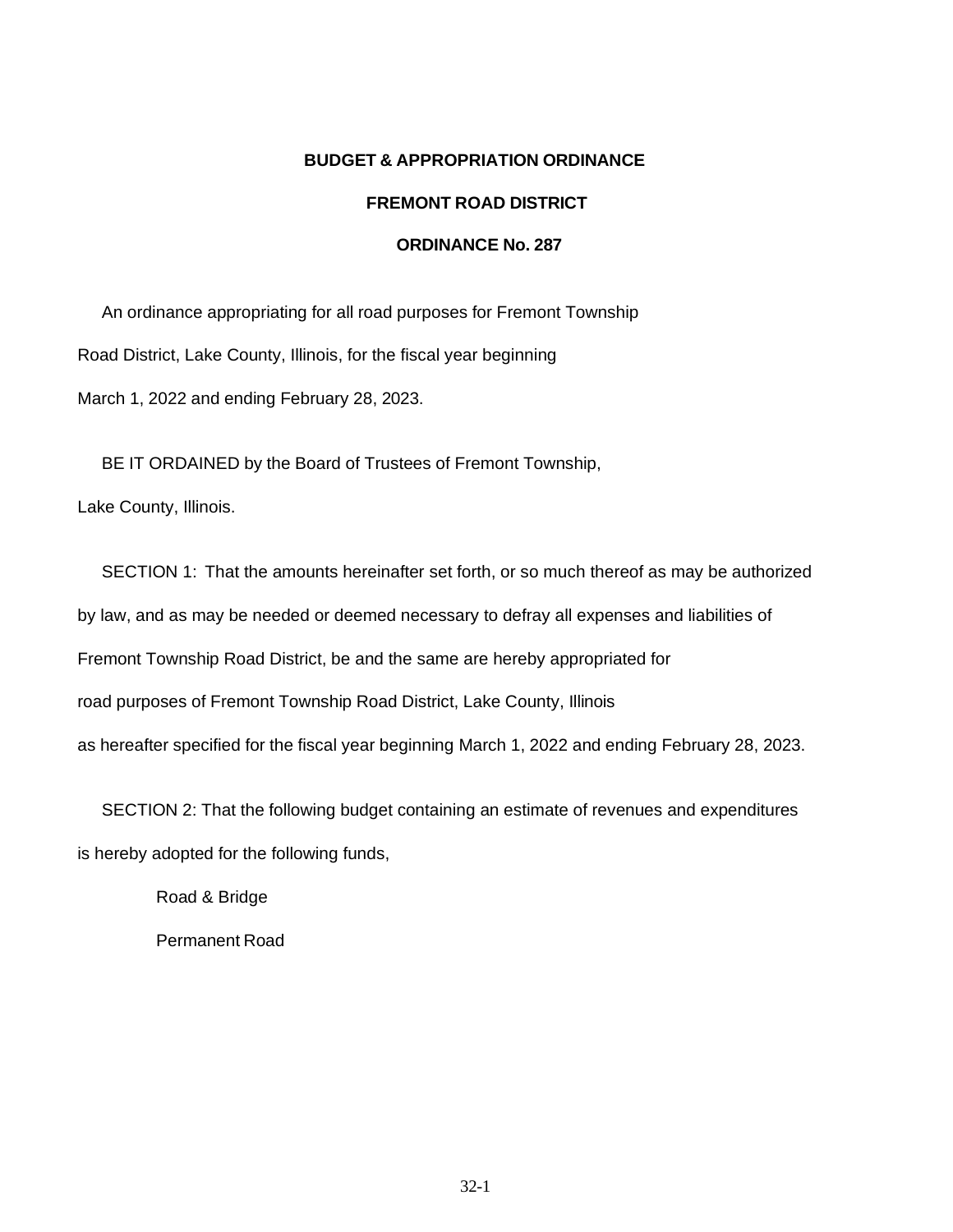**BUDGET & APPROPRIATION ORDINANCE**

**FREMONT ROAD DISTRICT**

**ORDINANCE No. 287**

An ordinance appropriating for all road purposes for Fremont Township Road District, Lake County, Illinois, for the fiscal year beginning March 1, 2022 and ending February 28, 2023.

BE IT ORDAINED by the Board of Trustees of Fremont Township, Lake County, Illinois.

SECTION 1: That the amounts hereinafter set forth, or so much thereof as may be authorized by law, and as may be needed or deemed necessary to defray all expenses and liabilities of Fremont Township Road District, be and the same are hereby appropriated for road purposes of Fremont Township Road District, Lake County, Illinois as hereafter specified for the fiscal year beginning March 1, 2022 and ending February 28, 2023.

SECTION 2: That the following budget containing an estimate of revenues and expenditures is hereby adopted for the following funds,

Road & Bridge

Permanent Road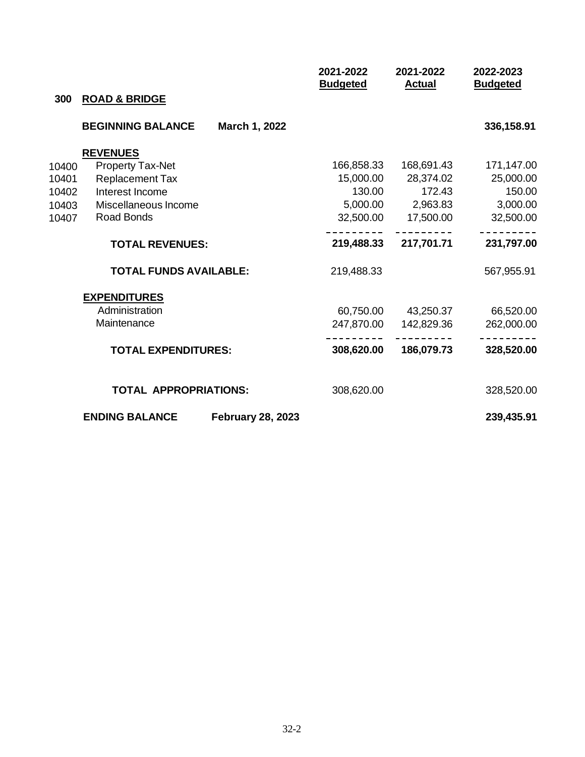## 300 ROAD & BRIDGE

| | | 2021-2022 Budgeted | 2021-2022 Actual | 2022-2023 Budgeted |
|---|---|---|---|---|
| | **BEGINNING BALANCE** March 1, 2022 | | | **336,158.91** |
| | **REVENUES** | | | |
| 10400 | Property Tax-Net | 166,858.33 | 168,691.43 | 171,147.00 |
| 10401 | Replacement Tax | 15,000.00 | 28,374.02 | 25,000.00 |
| 10402 | Interest Income | 130.00 | 172.43 | 150.00 |
| 10403 | Miscellaneous Income | 5,000.00 | 2,963.83 | 3,000.00 |
| 10407 | Road Bonds | 32,500.00 | 17,500.00 | 32,500.00 |
| | **TOTAL REVENUES:** | **219,488.33** | **217,701.71** | **231,797.00** |
| | **TOTAL FUNDS AVAILABLE:** | 219,488.33 | | 567,955.91 |
| | **EXPENDITURES** | | | |
| | Administration | 60,750.00 | 43,250.37 | 66,520.00 |
| | Maintenance | 247,870.00 | 142,829.36 | 262,000.00 |
| | **TOTAL EXPENDITURES:** | **308,620.00** | **186,079.73** | **328,520.00** |
| | **TOTAL APPROPRIATIONS:** | 308,620.00 | | 328,520.00 |
| | **ENDING BALANCE** February 28, 2023 | | | **239,435.91** |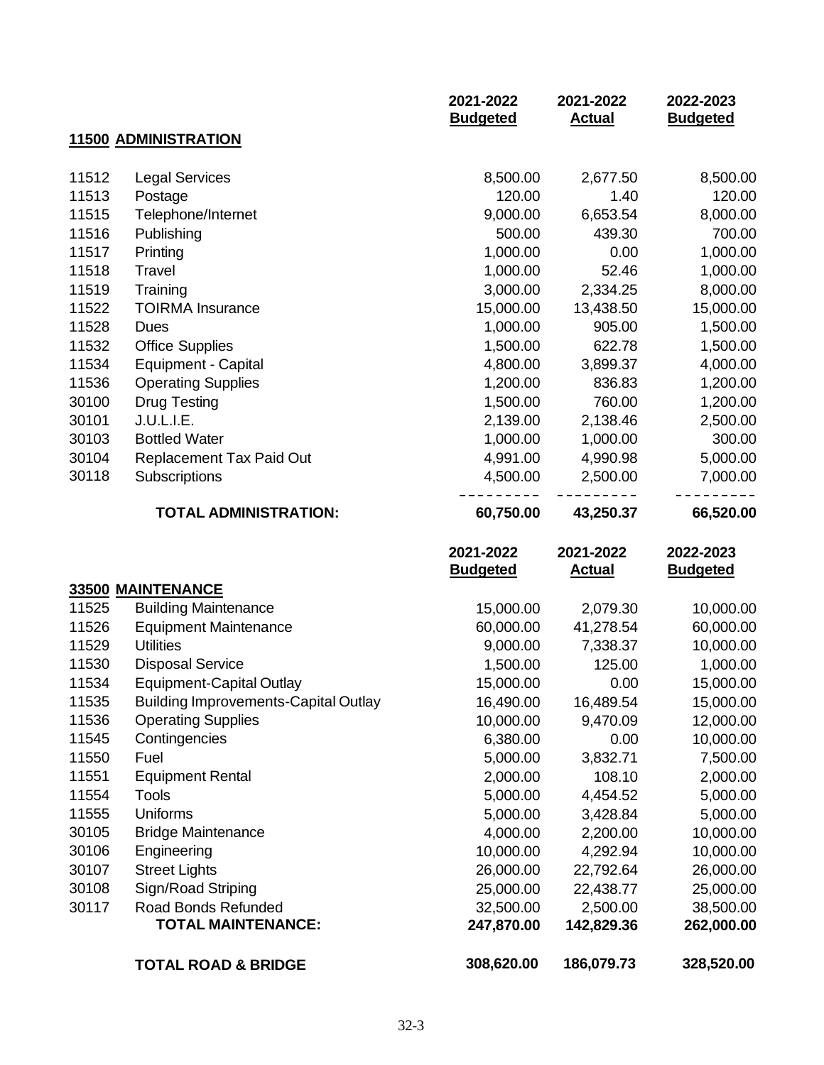## 11500 ADMINISTRATION

| Code | Description | 2021-2022 Budgeted | 2021-2022 Actual | 2022-2023 Budgeted |
|---|---|---|---|---|
| 11512 | Legal Services | 8,500.00 | 2,677.50 | 8,500.00 |
| 11513 | Postage | 120.00 | 1.40 | 120.00 |
| 11515 | Telephone/Internet | 9,000.00 | 6,653.54 | 8,000.00 |
| 11516 | Publishing | 500.00 | 439.30 | 700.00 |
| 11517 | Printing | 1,000.00 | 0.00 | 1,000.00 |
| 11518 | Travel | 1,000.00 | 52.46 | 1,000.00 |
| 11519 | Training | 3,000.00 | 2,334.25 | 8,000.00 |
| 11522 | TOIRMA Insurance | 15,000.00 | 13,438.50 | 15,000.00 |
| 11528 | Dues | 1,000.00 | 905.00 | 1,500.00 |
| 11532 | Office Supplies | 1,500.00 | 622.78 | 1,500.00 |
| 11534 | Equipment - Capital | 4,800.00 | 3,899.37 | 4,000.00 |
| 11536 | Operating Supplies | 1,200.00 | 836.83 | 1,200.00 |
| 30100 | Drug Testing | 1,500.00 | 760.00 | 1,200.00 |
| 30101 | J.U.L.I.E. | 2,139.00 | 2,138.46 | 2,500.00 |
| 30103 | Bottled Water | 1,000.00 | 1,000.00 | 300.00 |
| 30104 | Replacement Tax Paid Out | 4,991.00 | 4,990.98 | 5,000.00 |
| 30118 | Subscriptions | 4,500.00 | 2,500.00 | 7,000.00 |
| | **TOTAL ADMINISTRATION:** | **60,750.00** | **43,250.37** | **66,520.00** |

## 33500 MAINTENANCE

| Code | Description | 2021-2022 Budgeted | 2021-2022 Actual | 2022-2023 Budgeted |
|---|---|---|---|---|
| 11525 | Building Maintenance | 15,000.00 | 2,079.30 | 10,000.00 |
| 11526 | Equipment Maintenance | 60,000.00 | 41,278.54 | 60,000.00 |
| 11529 | Utilities | 9,000.00 | 7,338.37 | 10,000.00 |
| 11530 | Disposal Service | 1,500.00 | 125.00 | 1,000.00 |
| 11534 | Equipment-Capital Outlay | 15,000.00 | 0.00 | 15,000.00 |
| 11535 | Building Improvements-Capital Outlay | 16,490.00 | 16,489.54 | 15,000.00 |
| 11536 | Operating Supplies | 10,000.00 | 9,470.09 | 12,000.00 |
| 11545 | Contingencies | 6,380.00 | 0.00 | 10,000.00 |
| 11550 | Fuel | 5,000.00 | 3,832.71 | 7,500.00 |
| 11551 | Equipment Rental | 2,000.00 | 108.10 | 2,000.00 |
| 11554 | Tools | 5,000.00 | 4,454.52 | 5,000.00 |
| 11555 | Uniforms | 5,000.00 | 3,428.84 | 5,000.00 |
| 30105 | Bridge Maintenance | 4,000.00 | 2,200.00 | 10,000.00 |
| 30106 | Engineering | 10,000.00 | 4,292.94 | 10,000.00 |
| 30107 | Street Lights | 26,000.00 | 22,792.64 | 26,000.00 |
| 30108 | Sign/Road Striping | 25,000.00 | 22,438.77 | 25,000.00 |
| 30117 | Road Bonds Refunded | 32,500.00 | 2,500.00 | 38,500.00 |
| | **TOTAL MAINTENANCE:** | **247,870.00** | **142,829.36** | **262,000.00** |
| | **TOTAL ROAD & BRIDGE** | **308,620.00** | **186,079.73** | **328,520.00** |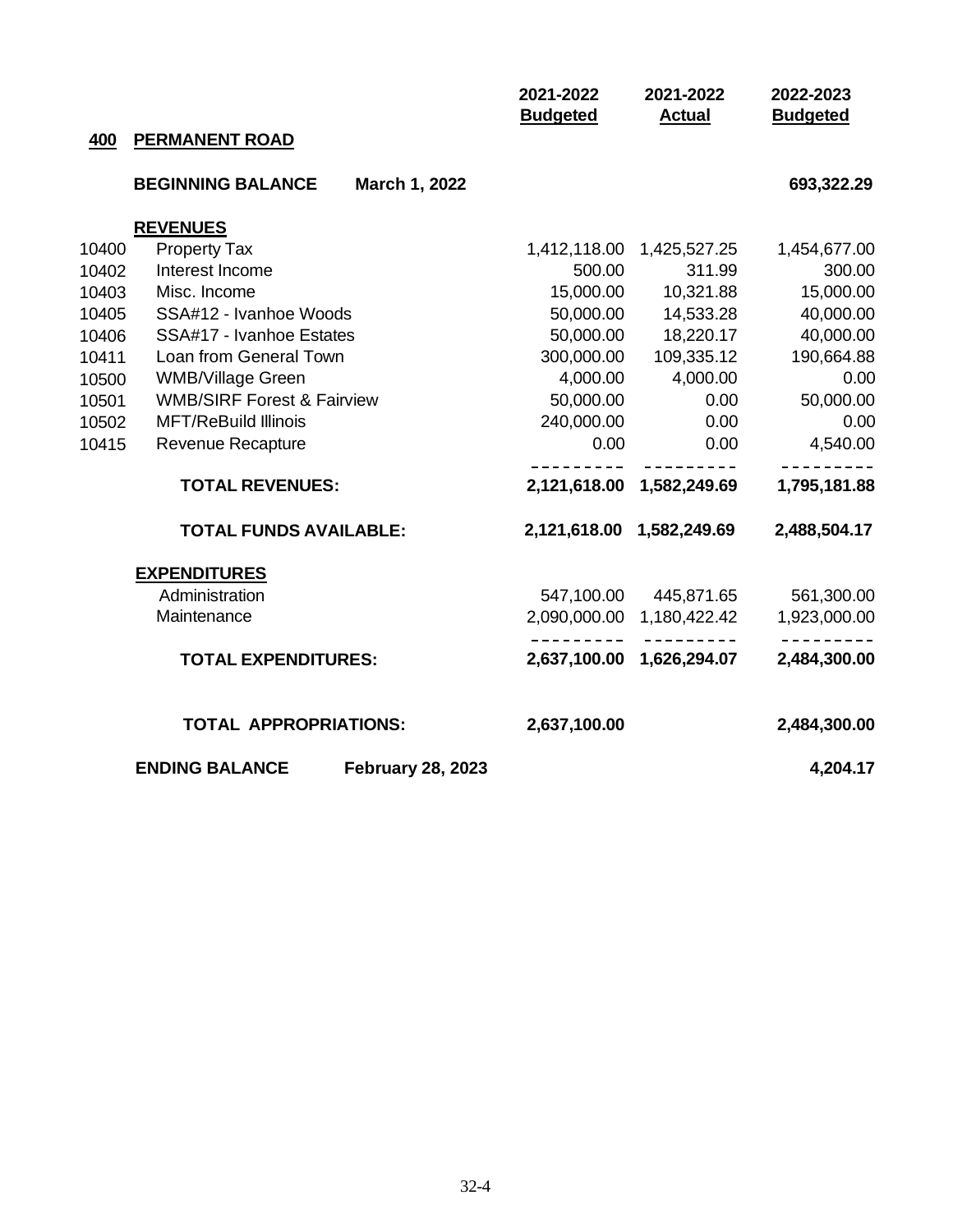| | | 2021-2022 Budgeted | 2021-2022 Actual | 2022-2023 Budgeted |
|---|---|---|---|---|
| **400** | **PERMANENT ROAD** | | | |
| | **BEGINNING BALANCE March 1, 2022** | | | **693,322.29** |
| | **REVENUES** | | | |
| 10400 | Property Tax | 1,412,118.00 | 1,425,527.25 | 1,454,677.00 |
| 10402 | Interest Income | 500.00 | 311.99 | 300.00 |
| 10403 | Misc. Income | 15,000.00 | 10,321.88 | 15,000.00 |
| 10405 | SSA#12 - Ivanhoe Woods | 50,000.00 | 14,533.28 | 40,000.00 |
| 10406 | SSA#17 - Ivanhoe Estates | 50,000.00 | 18,220.17 | 40,000.00 |
| 10411 | Loan from General Town | 300,000.00 | 109,335.12 | 190,664.88 |
| 10500 | WMB/Village Green | 4,000.00 | 4,000.00 | 0.00 |
| 10501 | WMB/SIRF Forest & Fairview | 50,000.00 | 0.00 | 50,000.00 |
| 10502 | MFT/ReBuild Illinois | 240,000.00 | 0.00 | 0.00 |
| 10415 | Revenue Recapture | 0.00 | 0.00 | 4,540.00 |
| | **TOTAL REVENUES:** | **2,121,618.00** | **1,582,249.69** | **1,795,181.88** |
| | **TOTAL FUNDS AVAILABLE:** | **2,121,618.00** | **1,582,249.69** | **2,488,504.17** |
| | **EXPENDITURES** | | | |
| | Administration | 547,100.00 | 445,871.65 | 561,300.00 |
| | Maintenance | 2,090,000.00 | 1,180,422.42 | 1,923,000.00 |
| | **TOTAL EXPENDITURES:** | **2,637,100.00** | **1,626,294.07** | **2,484,300.00** |
| | **TOTAL APPROPRIATIONS:** | **2,637,100.00** | | **2,484,300.00** |
| | **ENDING BALANCE February 28, 2023** | | | **4,204.17** |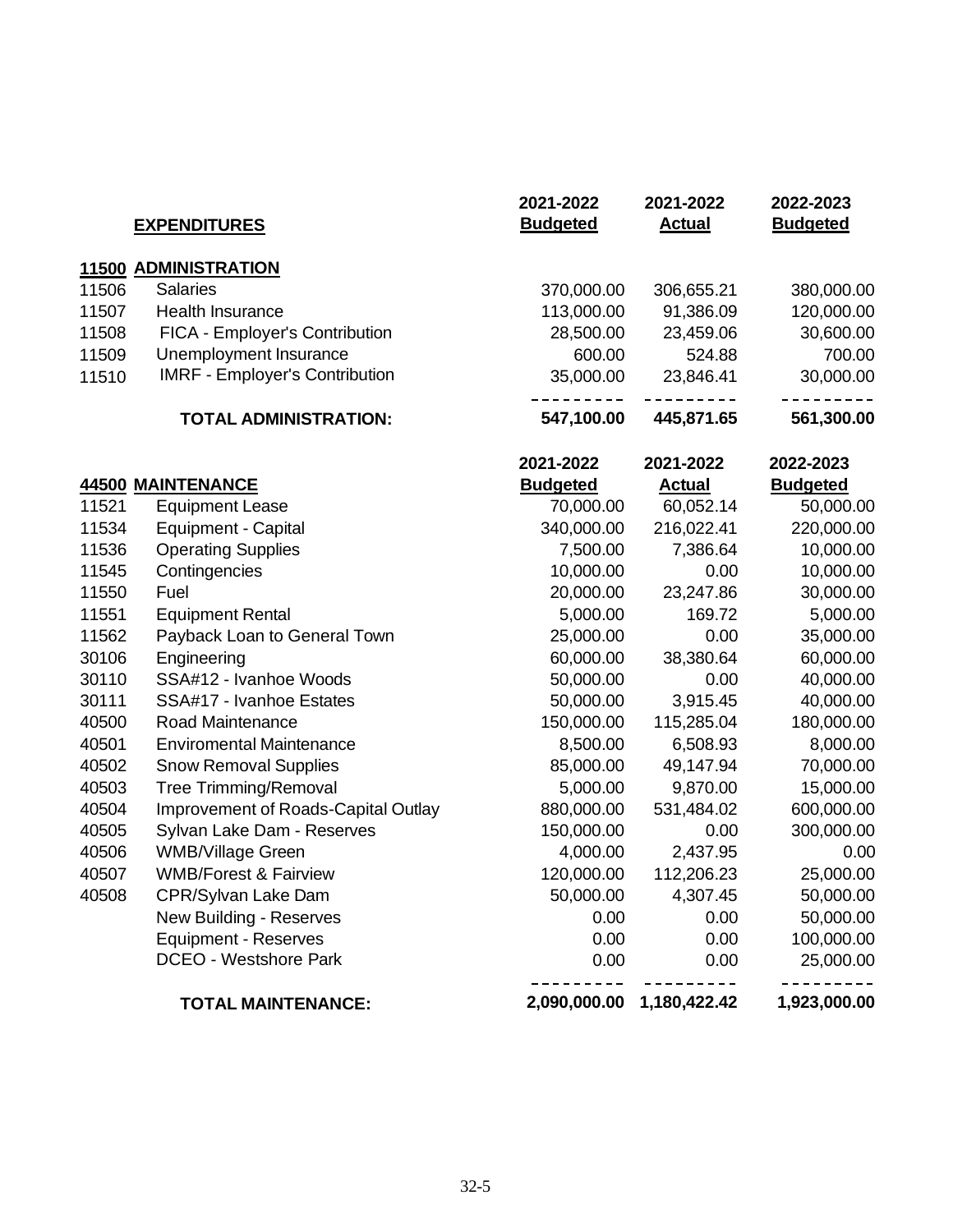| | **EXPENDITURES** | **2021-2022 Budgeted** | **2021-2022 Actual** | **2022-2023 Budgeted** |
|---|---|---|---|---|
| **11500** | **ADMINISTRATION** | | | |
| 11506 | Salaries | 370,000.00 | 306,655.21 | 380,000.00 |
| 11507 | Health Insurance | 113,000.00 | 91,386.09 | 120,000.00 |
| 11508 | FICA - Employer's Contribution | 28,500.00 | 23,459.06 | 30,600.00 |
| 11509 | Unemployment Insurance | 600.00 | 524.88 | 700.00 |
| 11510 | IMRF - Employer's Contribution | 35,000.00 | 23,846.41 | 30,000.00 |
| | **TOTAL ADMINISTRATION:** | **547,100.00** | **445,871.65** | **561,300.00** |

| | | **2021-2022 Budgeted** | **2021-2022 Actual** | **2022-2023 Budgeted** |
|---|---|---|---|---|
| **44500** | **MAINTENANCE** | | | |
| 11521 | Equipment Lease | 70,000.00 | 60,052.14 | 50,000.00 |
| 11534 | Equipment - Capital | 340,000.00 | 216,022.41 | 220,000.00 |
| 11536 | Operating Supplies | 7,500.00 | 7,386.64 | 10,000.00 |
| 11545 | Contingencies | 10,000.00 | 0.00 | 10,000.00 |
| 11550 | Fuel | 20,000.00 | 23,247.86 | 30,000.00 |
| 11551 | Equipment Rental | 5,000.00 | 169.72 | 5,000.00 |
| 11562 | Payback Loan to General Town | 25,000.00 | 0.00 | 35,000.00 |
| 30106 | Engineering | 60,000.00 | 38,380.64 | 60,000.00 |
| 30110 | SSA#12 - Ivanhoe Woods | 50,000.00 | 0.00 | 40,000.00 |
| 30111 | SSA#17 - Ivanhoe Estates | 50,000.00 | 3,915.45 | 40,000.00 |
| 40500 | Road Maintenance | 150,000.00 | 115,285.04 | 180,000.00 |
| 40501 | Enviromental Maintenance | 8,500.00 | 6,508.93 | 8,000.00 |
| 40502 | Snow Removal Supplies | 85,000.00 | 49,147.94 | 70,000.00 |
| 40503 | Tree Trimming/Removal | 5,000.00 | 9,870.00 | 15,000.00 |
| 40504 | Improvement of Roads-Capital Outlay | 880,000.00 | 531,484.02 | 600,000.00 |
| 40505 | Sylvan Lake Dam - Reserves | 150,000.00 | 0.00 | 300,000.00 |
| 40506 | WMB/Village Green | 4,000.00 | 2,437.95 | 0.00 |
| 40507 | WMB/Forest & Fairview | 120,000.00 | 112,206.23 | 25,000.00 |
| 40508 | CPR/Sylvan Lake Dam | 50,000.00 | 4,307.45 | 50,000.00 |
| | New Building - Reserves | 0.00 | 0.00 | 50,000.00 |
| | Equipment - Reserves | 0.00 | 0.00 | 100,000.00 |
| | DCEO - Westshore Park | 0.00 | 0.00 | 25,000.00 |
| | **TOTAL MAINTENANCE:** | **2,090,000.00** | **1,180,422.42** | **1,923,000.00** |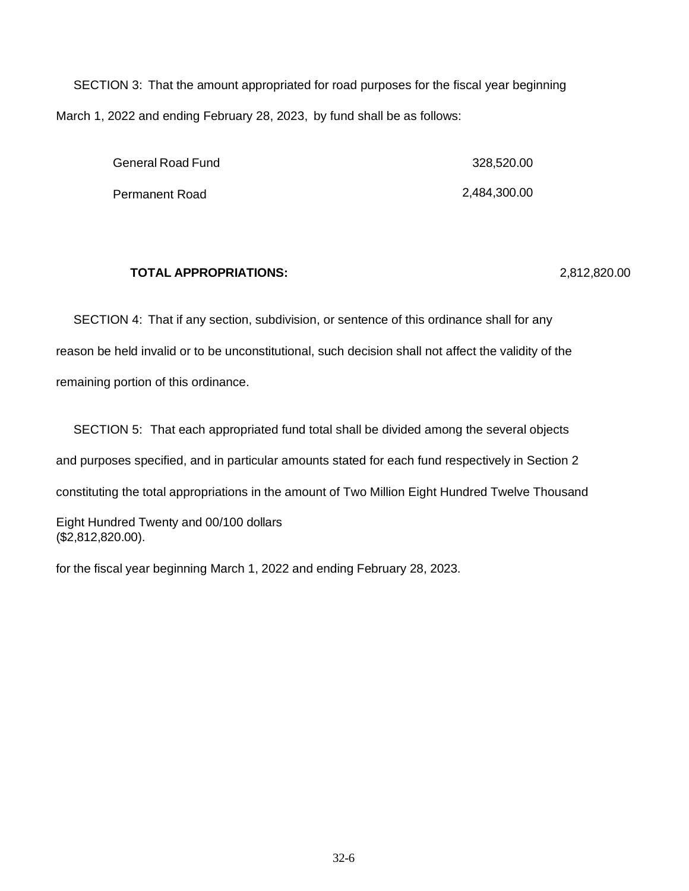SECTION 3: That the amount appropriated for road purposes for the fiscal year beginning March 1, 2022 and ending February 28, 2023, by fund shall be as follows:

| | |
|---|---|
| General Road Fund | 328,520.00 |
| Permanent Road | 2,484,300.00 |
| **TOTAL APPROPRIATIONS:** | 2,812,820.00 |

SECTION 4: That if any section, subdivision, or sentence of this ordinance shall for any reason be held invalid or to be unconstitutional, such decision shall not affect the validity of the remaining portion of this ordinance.

SECTION 5: That each appropriated fund total shall be divided among the several objects and purposes specified, and in particular amounts stated for each fund respectively in Section 2 constituting the total appropriations in the amount of Two Million Eight Hundred Twelve Thousand Eight Hundred Twenty and 00/100 dollars ($2,812,820.00).

for the fiscal year beginning March 1, 2022 and ending February 28, 2023.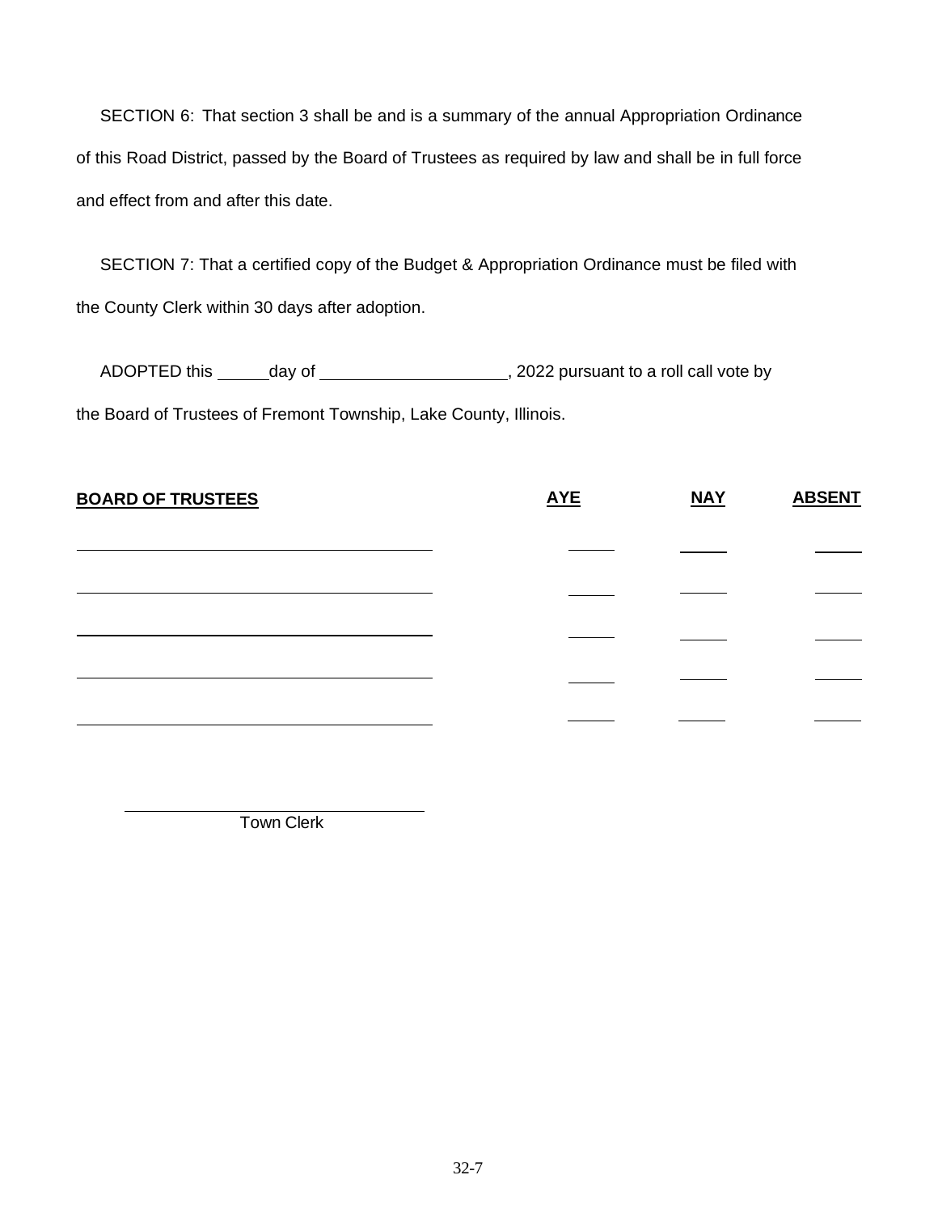SECTION 6: That section 3 shall be and is a summary of the annual Appropriation Ordinance of this Road District, passed by the Board of Trustees as required by law and shall be in full force and effect from and after this date.

SECTION 7: That a certified copy of the Budget & Appropriation Ordinance must be filed with the County Clerk within 30 days after adoption.

ADOPTED this ______day of ____________________, 2022 pursuant to a roll call vote by the Board of Trustees of Fremont Township, Lake County, Illinois.

| **BOARD OF TRUSTEES** | **AYE** | **NAY** | **ABSENT** |
|---|---|---|---|
| ____________________ | _____ | _____ | _____ |
| ____________________ | _____ | _____ | _____ |
| ____________________ | _____ | _____ | _____ |
| ____________________ | _____ | _____ | _____ |
| ____________________ | _____ | _____ | _____ |

____________________

Town Clerk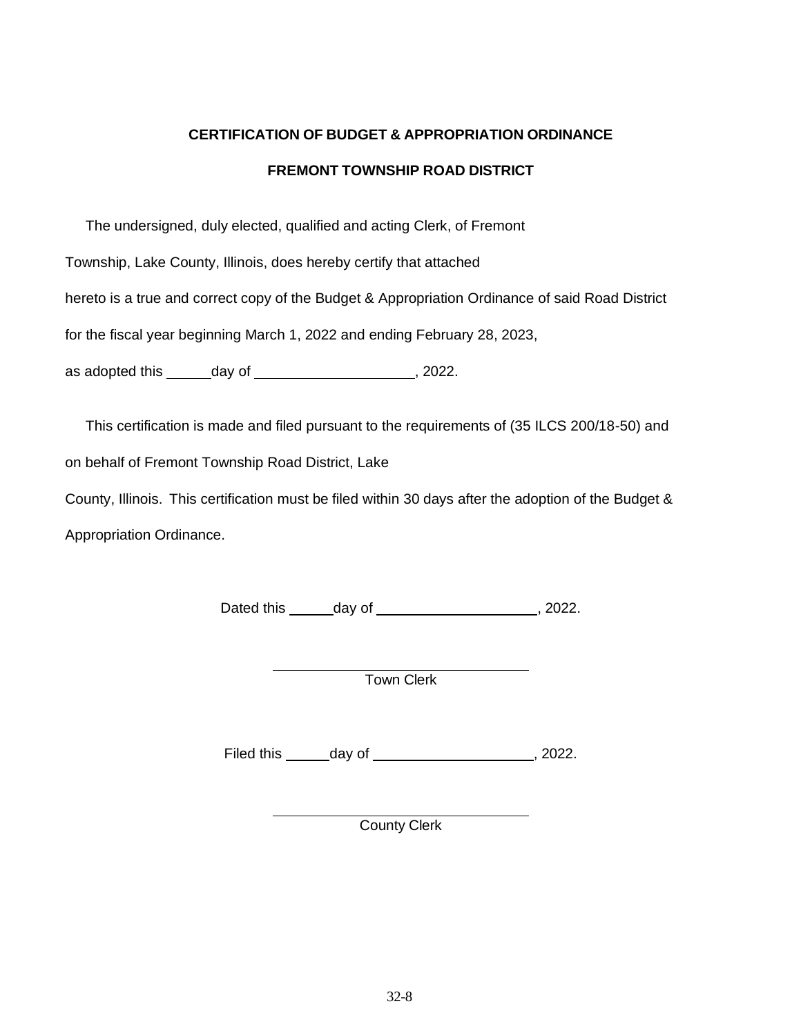**CERTIFICATION OF BUDGET & APPROPRIATION ORDINANCE**

**FREMONT TOWNSHIP ROAD DISTRICT**

The undersigned, duly elected, qualified and acting Clerk, of Fremont Township, Lake County, Illinois, does hereby certify that attached hereto is a true and correct copy of the Budget & Appropriation Ordinance of said Road District for the fiscal year beginning March 1, 2022 and ending February 28, 2023, as adopted this ______ day of ____________________, 2022.

This certification is made and filed pursuant to the requirements of (35 ILCS 200/18-50) and on behalf of Fremont Township Road District, Lake County, Illinois. This certification must be filed within 30 days after the adoption of the Budget & Appropriation Ordinance.

Dated this ______ day of ____________________, 2022.

________________________________
Town Clerk

Filed this ______ day of ____________________, 2022.

________________________________
County Clerk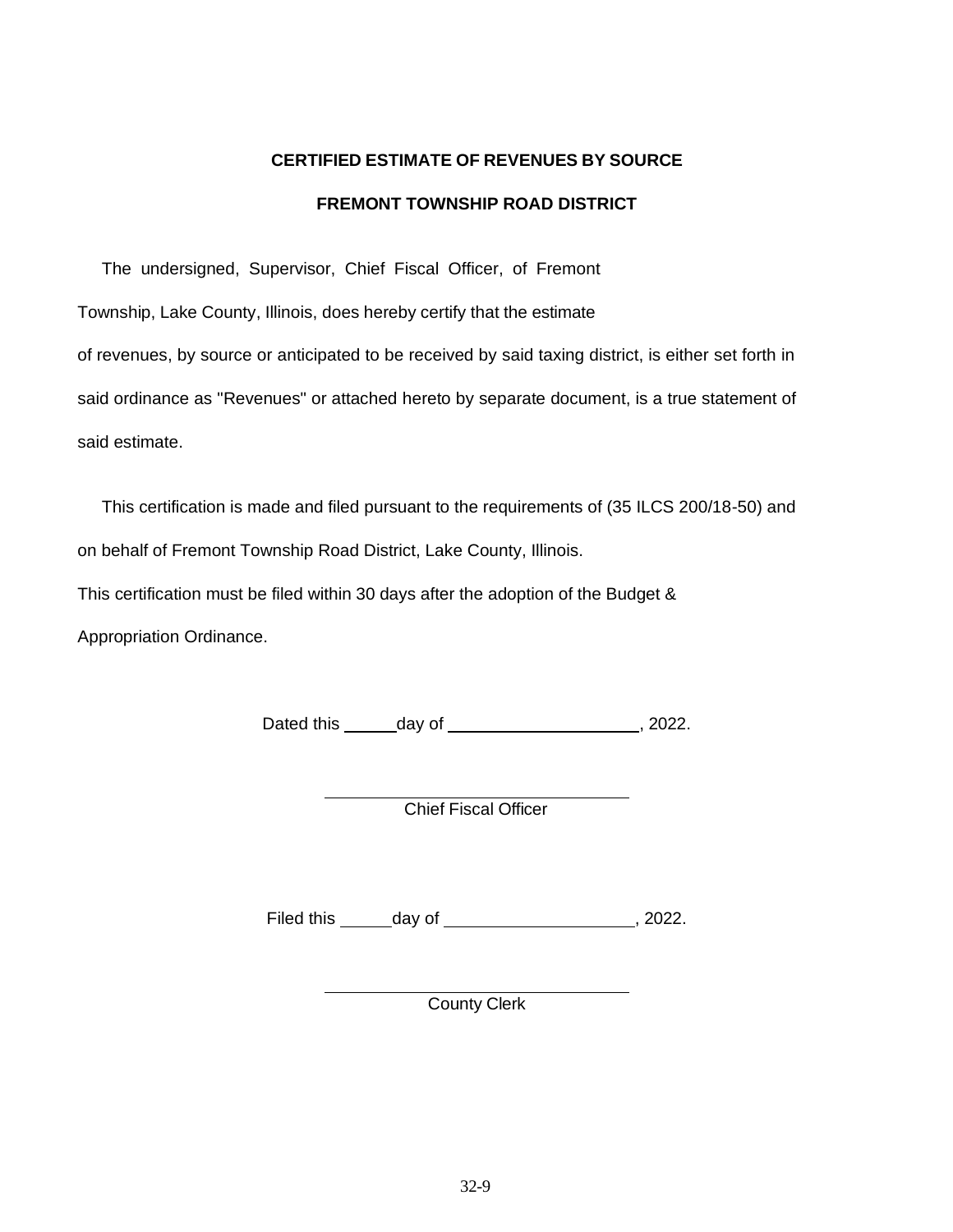**CERTIFIED ESTIMATE OF REVENUES BY SOURCE**

**FREMONT TOWNSHIP ROAD DISTRICT**

The undersigned, Supervisor, Chief Fiscal Officer, of Fremont Township, Lake County, Illinois, does hereby certify that the estimate of revenues, by source or anticipated to be received by said taxing district, is either set forth in said ordinance as "Revenues" or attached hereto by separate document, is a true statement of said estimate.

This certification is made and filed pursuant to the requirements of (35 ILCS 200/18-50) and on behalf of Fremont Township Road District, Lake County, Illinois.
This certification must be filed within 30 days after the adoption of the Budget & Appropriation Ordinance.

Dated this ______ day of ____________________, 2022.

______________________________
Chief Fiscal Officer

Filed this ______ day of ____________________, 2022.

______________________________
County Clerk